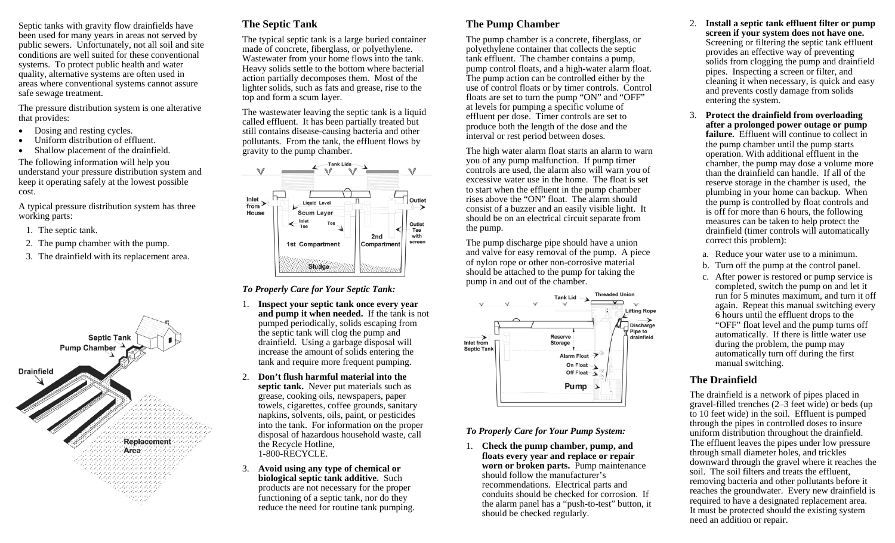Septic tanks with gravity flow drainfields have been used for many years in areas not served by public sewers. Unfortunately, not all soil and site conditions are well suited for these conventional systems. To protect public health and water quality, alternative systems are often used in areas where conventional systems cannot assure safe sewage treatment.

The pressure distribution system is one alterative that provides:

- Dosing and resting cycles.
- Uniform distribution of effluent.
- Shallow placement of the drainfield.

The following information will help you understand your pressure distribution system and keep it operating safely at the lowest possible cost.

A typical pressure distribution system has three working parts:

1. The septic tank.
2. The pump chamber with the pump.
3. The drainfield with its replacement area.

## The Septic Tank

The typical septic tank is a large buried container made of concrete, fiberglass, or polyethylene. Wastewater from your home flows into the tank. Heavy solids settle to the bottom where bacterial action partially decomposes them. Most of the lighter solids, such as fats and grease, rise to the top and form a scum layer.

The wastewater leaving the septic tank is a liquid called effluent. It has been partially treated but still contains disease-causing bacteria and other pollutants. From the tank, the effluent flows by gravity to the pump chamber.

### *To Properly Care for Your Septic Tank:*

1. **Inspect your septic tank once every year and pump it when needed.** If the tank is not pumped periodically, solids escaping from the septic tank will clog the pump and drainfield. Using a garbage disposal will increase the amount of solids entering the tank and require more frequent pumping.
2. **Don't flush harmful material into the septic tank.** Never put materials such as grease, cooking oils, newspapers, paper towels, cigarettes, coffee grounds, sanitary napkins, solvents, oils, paint, or pesticides into the tank. For information on the proper disposal of hazardous household waste, call the Recycle Hotline, 1-800-RECYCLE.
3. **Avoid using any type of chemical or biological septic tank additive.** Such products are not necessary for the proper functioning of a septic tank, nor do they reduce the need for routine tank pumping.

## The Pump Chamber

The pump chamber is a concrete, fiberglass, or polyethylene container that collects the septic tank effluent. The chamber contains a pump, pump control floats, and a high-water alarm float. The pump action can be controlled either by the use of control floats or by timer controls. Control floats are set to turn the pump "ON" and "OFF" at levels for pumping a specific volume of effluent per dose. Timer controls are set to produce both the length of the dose and the interval or rest period between doses.

The high water alarm float starts an alarm to warn you of any pump malfunction. If pump timer controls are used, the alarm also will warn you of excessive water use in the home. The float is set to start when the effluent in the pump chamber rises above the "ON" float. The alarm should consist of a buzzer and an easily visible light. It should be on an electrical circuit separate from the pump.

The pump discharge pipe should have a union and valve for easy removal of the pump. A piece of nylon rope or other non-corrosive material should be attached to the pump for taking the pump in and out of the chamber.

### *To Properly Care for Your Pump System:*

1. **Check the pump chamber, pump, and floats every year and replace or repair worn or broken parts.** Pump maintenance should follow the manufacturer's recommendations. Electrical parts and conduits should be checked for corrosion. If the alarm panel has a "push-to-test" button, it should be checked regularly.
2. **Install a septic tank effluent filter or pump screen if your system does not have one.** Screening or filtering the septic tank effluent provides an effective way of preventing solids from clogging the pump and drainfield pipes. Inspecting a screen or filter, and cleaning it when necessary, is quick and easy and prevents costly damage from solids entering the system.
3. **Protect the drainfield from overloading after a prolonged power outage or pump failure.** Effluent will continue to collect in the pump chamber until the pump starts operation. With additional effluent in the chamber, the pump may dose a volume more than the drainfield can handle. If all of the reserve storage in the chamber is used, the plumbing in your home can backup. When the pump is controlled by float controls and is off for more than 6 hours, the following measures can be taken to help protect the drainfield (timer controls will automatically correct this problem):
   a. Reduce your water use to a minimum.
   b. Turn off the pump at the control panel.
   c. After power is restored or pump service is completed, switch the pump on and let it run for 5 minutes maximum, and turn it off again. Repeat this manual switching every 6 hours until the effluent drops to the "OFF" float level and the pump turns off automatically. If there is little water use during the problem, the pump may automatically turn off during the first manual switching.

## The Drainfield

The drainfield is a network of pipes placed in gravel-filled trenches (2–3 feet wide) or beds (up to 10 feet wide) in the soil. Effluent is pumped through the pipes in controlled doses to insure uniform distribution throughout the drainfield. The effluent leaves the pipes under low pressure through small diameter holes, and trickles downward through the gravel where it reaches the soil. The soil filters and treats the effluent, removing bacteria and other pollutants before it reaches the groundwater. Every new drainfield is required to have a designated replacement area. It must be protected should the existing system need an addition or repair.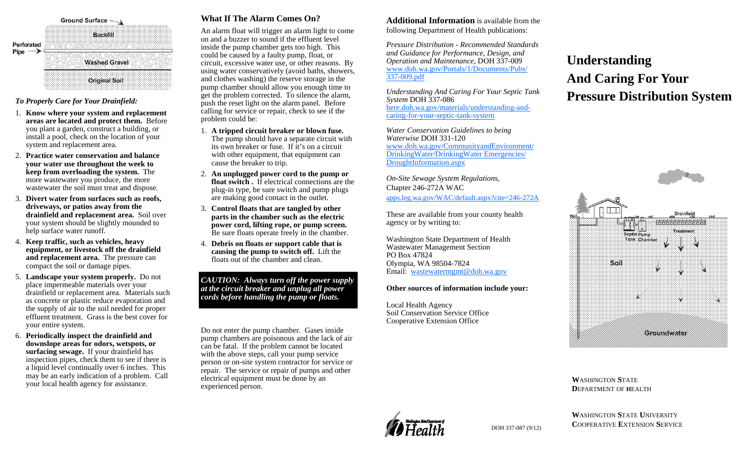Ground Surface

Backfill

Perforated Pipe

Washed Gravel

Original Soil

*To Properly Care for Your Drainfield:*

1. **Know where your system and replacement areas are located and protect them.** Before you plant a garden, construct a building, or install a pool, check on the location of your system and replacement area.
2. **Practice water conservation and balance your water use throughout the week to keep from overloading the system.** The more wastewater you produce, the more wastewater the soil must treat and dispose.
3. **Divert water from surfaces such as roofs, driveways, or patios away from the drainfield and replacement area.** Soil over your system should be slightly mounded to help surface water runoff.
4. **Keep traffic, such as vehicles, heavy equipment, or livestock off the drainfield and replacement area.** The pressure can compact the soil or damage pipes.
5. **Landscape your system properly.** Do not place impermeable materials over your drainfield or replacement area. Materials such as concrete or plastic reduce evaporation and the supply of air to the soil needed for proper effluent treatment. Grass is the best cover for your entire system.
6. **Periodically inspect the drainfield and downslope areas for odors, wetspots, or surfacing sewage.** If your drainfield has inspection pipes, check them to see if there is a liquid level continually over 6 inches. This may be an early indication of a problem. Call your local health agency for assistance.

## What If The Alarm Comes On?

An alarm float will trigger an alarm light to come on and a buzzer to sound if the effluent level inside the pump chamber gets too high. This could be caused by a faulty pump, float, or circuit, excessive water use, or other reasons. By using water conservatively (avoid baths, showers, and clothes washing) the reserve storage in the pump chamber should allow you enough time to get the problem corrected. To silence the alarm, push the reset light on the alarm panel. Before calling for service or repair, check to see if the problem could be:

1. **A tripped circuit breaker or blown fuse.** The pump should have a separate circuit with its own breaker or fuse. If it's on a circuit with other equipment, that equipment can cause the breaker to trip.
2. **An unplugged power cord to the pump or float switch .** If electrical connections are the plug-in type, be sure switch and pump plugs are making good contact in the outlet.
3. **Control floats that are tangled by other parts in the chamber such as the electric power cord, lifting rope, or pump screen.** Be sure floats operate freely in the chamber.
4. **Debris on floats or support cable that is causing the pump to switch off.** Lift the floats out of the chamber and clean.

***CAUTION: Always turn off the power supply at the circuit breaker and unplug all power cords before handling the pump or floats.***

Do not enter the pump chamber. Gases inside pump chambers are poisonous and the lack of air can be fatal. If the problem cannot be located with the above steps, call your pump service person or on-site system contractor for service or repair. The service or repair of pumps and other electrical equipment must be done by an experienced person.

**Additional Information** is available from the following Department of Health publications:

*Pressure Distribution - Recommended Standards and Guidance for Performance, Design, and Operation and Maintenance*, DOH 337-009
www.doh.wa.gov/Portals/1/Documents/Pubs/337-009.pdf

*Understanding And Caring For Your Septic Tank System* DOH 337-086
here.doh.wa.gov/materials/understanding-and-caring-for-your-septic-tank-system

*Water Conservation Guidelines to being Waterwise* DOH 331-120
www.doh.wa.gov/CommunityandEnvironment/DrinkingWater/DrinkingWater Emergencies/DroughtInformation.aspx

*On-Site Sewage System Regulations*, Chapter 246-272A WAC
apps.leg.wa.gov/WAC/default.aspx?cite=246-272A

These are available from your county health agency or by writing to:

Washington State Department of Health
Wastewater Management Section
PO Box 47824
Olympia, WA 98504-7824
Email: wastewatermgmt@doh.wa.gov

**Other sources of information include your:**

Local Health Agency
Soil Conservation Service Office
Cooperative Extension Office

DOH 337-087 (9/12)

# Understanding And Caring For Your Pressure Distribution System

Well

Drainfield

Septic Tank

Pump Chamber

Treatment

Soil

Groundwater

**WASHINGTON STATE DEPARTMENT OF HEALTH**

**WASHINGTON STATE UNIVERSITY COOPERATIVE EXTENSION SERVICE**